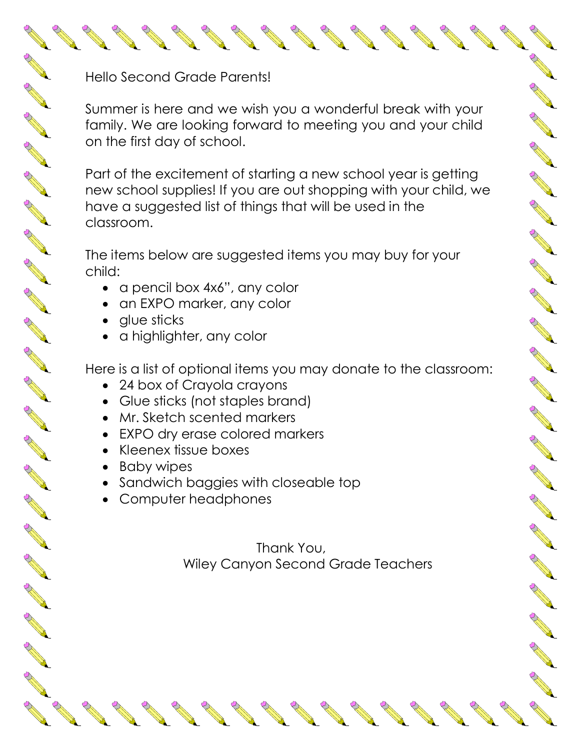Hello Second Grade Parents!

Summer is here and we wish you a wonderful break with your family. We are looking forward to meeting you and your child on the first day of school.

Part of the excitement of starting a new school year is getting new school supplies! If you are out shopping with your child, we have a suggested list of things that will be used in the classroom.

The items below are suggested items you may buy for your child:

- a pencil box 4x6", any color
- an EXPO marker, any color
- glue sticks
- a highlighter, any color

Here is a list of optional items you may donate to the classroom:

- 24 box of Crayola crayons
- Glue sticks (not staples brand)
- Mr. Sketch scented markers
- EXPO dry erase colored markers
- Kleenex tissue boxes
- Baby wipes
- Sandwich baggies with closeable top
- Computer headphones

Thank You,
Wiley Canyon Second Grade Teachers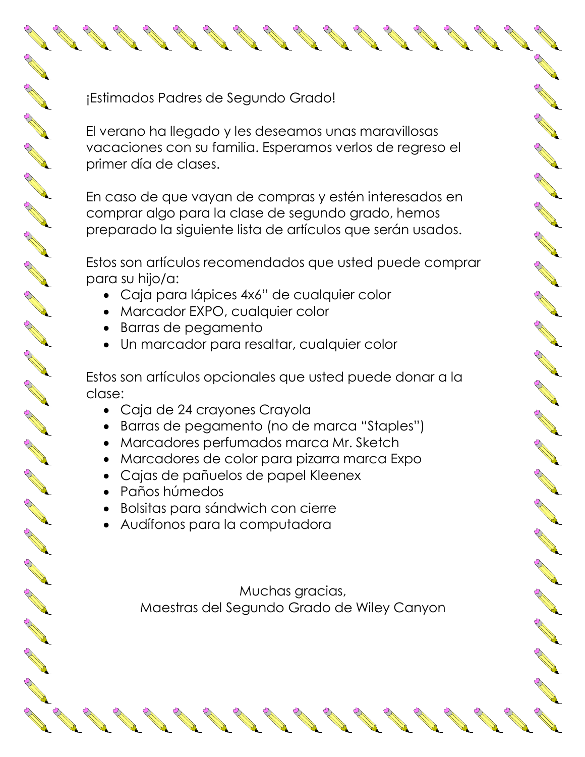¡Estimados Padres de Segundo Grado!

El verano ha llegado y les deseamos unas maravillosas vacaciones con su familia. Esperamos verlos de regreso el primer día de clases.

En caso de que vayan de compras y estén interesados en comprar algo para la clase de segundo grado, hemos preparado la siguiente lista de artículos que serán usados.

Estos son artículos recomendados que usted puede comprar para su hijo/a:

- Caja para lápices 4x6" de cualquier color
- Marcador EXPO, cualquier color
- Barras de pegamento
- Un marcador para resaltar, cualquier color

Estos son artículos opcionales que usted puede donar a la clase:

- Caja de 24 crayones Crayola
- Barras de pegamento (no de marca "Staples")
- Marcadores perfumados marca Mr. Sketch
- Marcadores de color para pizarra marca Expo
- Cajas de pañuelos de papel Kleenex
- Paños húmedos
- Bolsitas para sándwich con cierre
- Audífonos para la computadora

Muchas gracias,
Maestras del Segundo Grado de Wiley Canyon